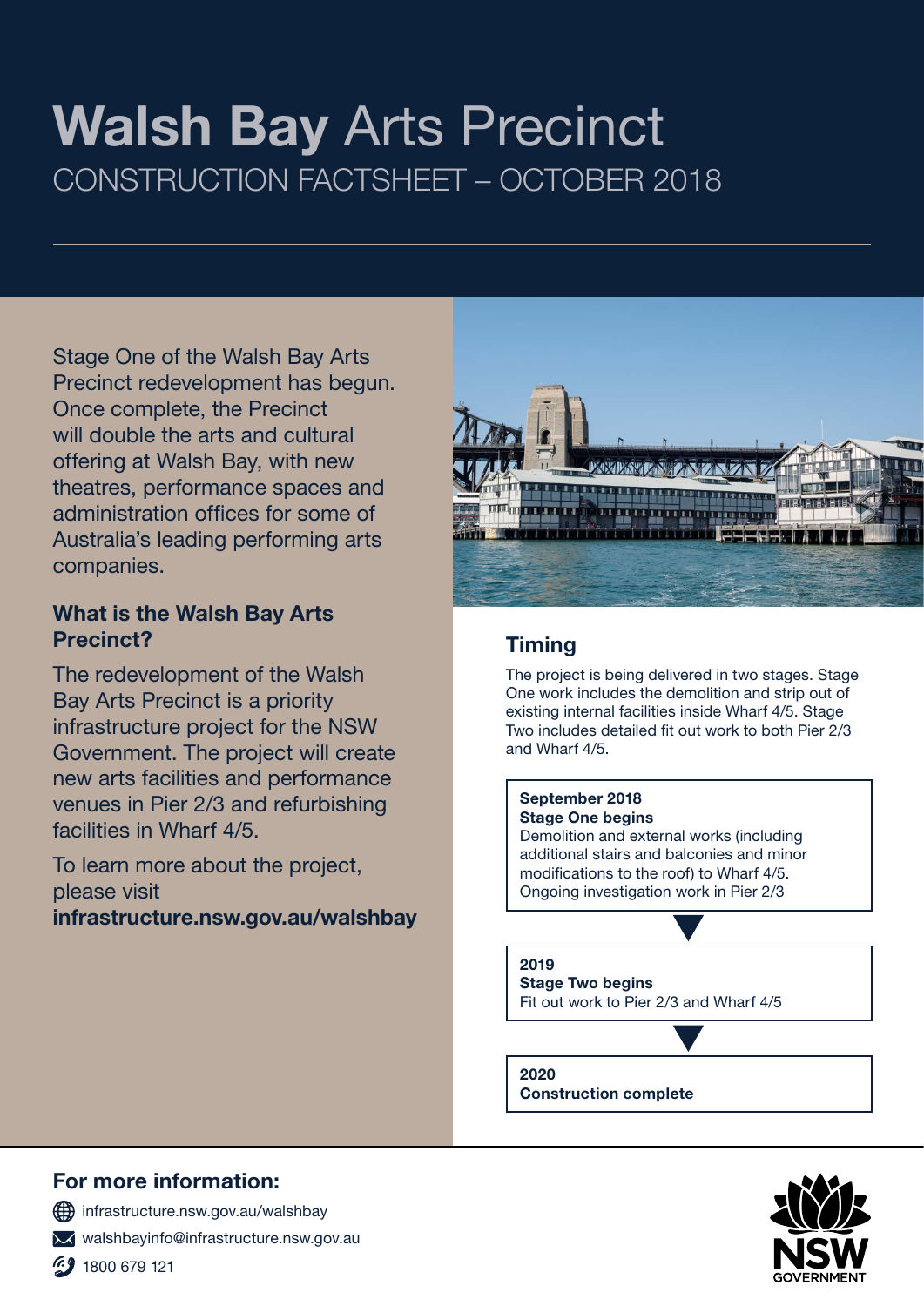# **Walsh Bay** Arts Precinct

CONSTRUCTION FACTSHEET – OCTOBER 2018

Stage One of the Walsh Bay Arts Precinct redevelopment has begun. Once complete, the Precinct will double the arts and cultural offering at Walsh Bay, with new theatres, performance spaces and administration offices for some of Australia's leading performing arts companies.

## What is the Walsh Bay Arts Precinct?

The redevelopment of the Walsh Bay Arts Precinct is a priority infrastructure project for the NSW Government. The project will create new arts facilities and performance venues in Pier 2/3 and refurbishing facilities in Wharf 4/5.

To learn more about the project, please visit **infrastructure.nsw.gov.au/walshbay**

## Timing

The project is being delivered in two stages. Stage One work includes the demolition and strip out of existing internal facilities inside Wharf 4/5. Stage Two includes detailed fit out work to both Pier 2/3 and Wharf 4/5.

**September 2018**
**Stage One begins**
Demolition and external works (including additional stairs and balconies and minor modifications to the roof) to Wharf 4/5.
Ongoing investigation work in Pier 2/3

▼

**2019**
**Stage Two begins**
Fit out work to Pier 2/3 and Wharf 4/5

▼

**2020**
**Construction complete**

## For more information:

- infrastructure.nsw.gov.au/walshbay
- walshbayinfo@infrastructure.nsw.gov.au
- 1800 679 121

NSW GOVERNMENT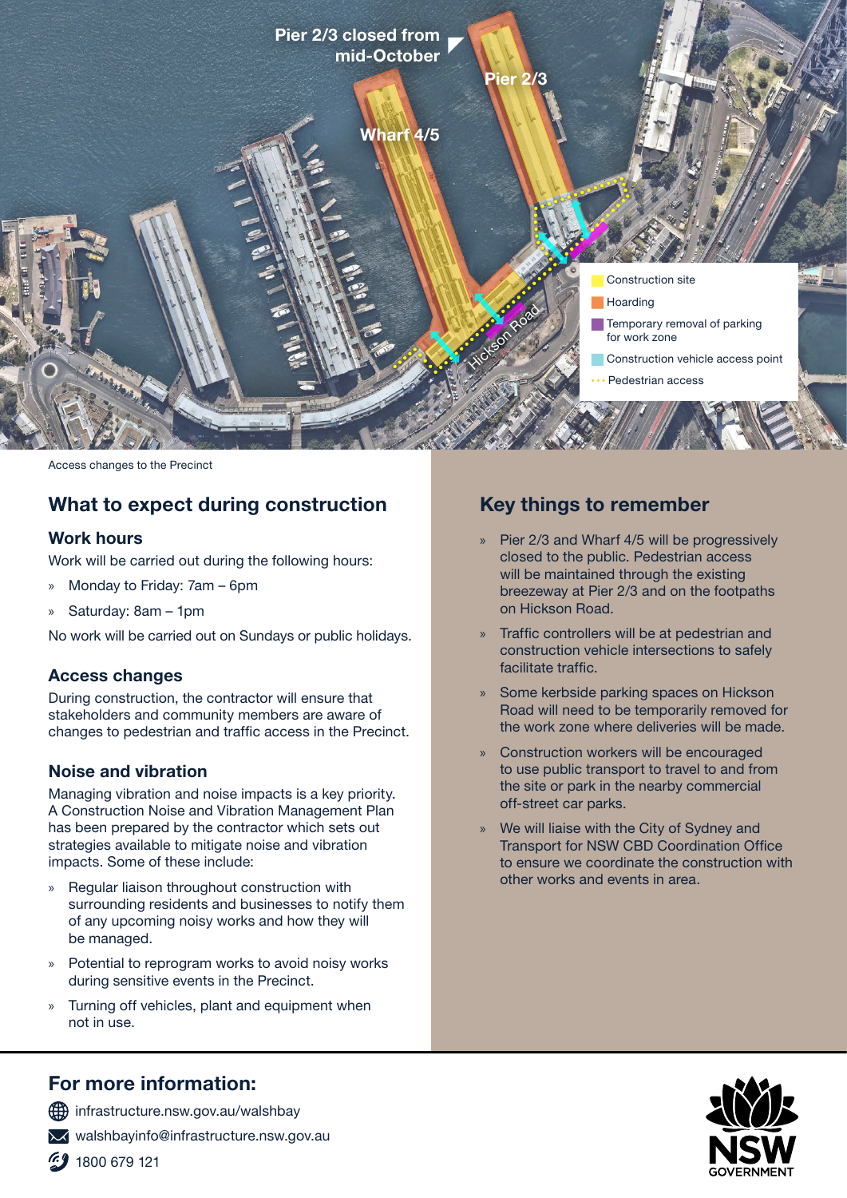Pier 2/3 closed from mid-October

Pier 2/3

Wharf 4/5

Hickson Road

Construction site

Hoarding

Temporary removal of parking for work zone

Construction vehicle access point

Pedestrian access

Access changes to the Precinct

## What to expect during construction

### Work hours

Work will be carried out during the following hours:

- Monday to Friday: 7am – 6pm
- Saturday: 8am – 1pm

No work will be carried out on Sundays or public holidays.

### Access changes

During construction, the contractor will ensure that stakeholders and community members are aware of changes to pedestrian and traffic access in the Precinct.

### Noise and vibration

Managing vibration and noise impacts is a key priority. A Construction Noise and Vibration Management Plan has been prepared by the contractor which sets out strategies available to mitigate noise and vibration impacts. Some of these include:

- Regular liaison throughout construction with surrounding residents and businesses to notify them of any upcoming noisy works and how they will be managed.
- Potential to reprogram works to avoid noisy works during sensitive events in the Precinct.
- Turning off vehicles, plant and equipment when not in use.

## Key things to remember

- Pier 2/3 and Wharf 4/5 will be progressively closed to the public. Pedestrian access will be maintained through the existing breezeway at Pier 2/3 and on the footpaths on Hickson Road.
- Traffic controllers will be at pedestrian and construction vehicle intersections to safely facilitate traffic.
- Some kerbside parking spaces on Hickson Road will need to be temporarily removed for the work zone where deliveries will be made.
- Construction workers will be encouraged to use public transport to travel to and from the site or park in the nearby commercial off-street car parks.
- We will liaise with the City of Sydney and Transport for NSW CBD Coordination Office to ensure we coordinate the construction with other works and events in area.

## For more information:

infrastructure.nsw.gov.au/walshbay

walshbayinfo@infrastructure.nsw.gov.au

1800 679 121

NSW GOVERNMENT